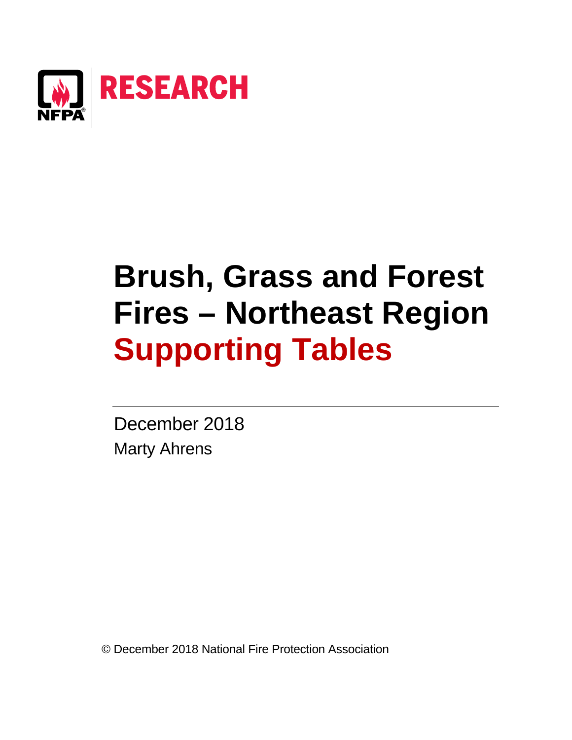NFPA RESEARCH

# Brush, Grass and Forest Fires – Northeast Region

# Supporting Tables

December 2018

Marty Ahrens

© December 2018 National Fire Protection Association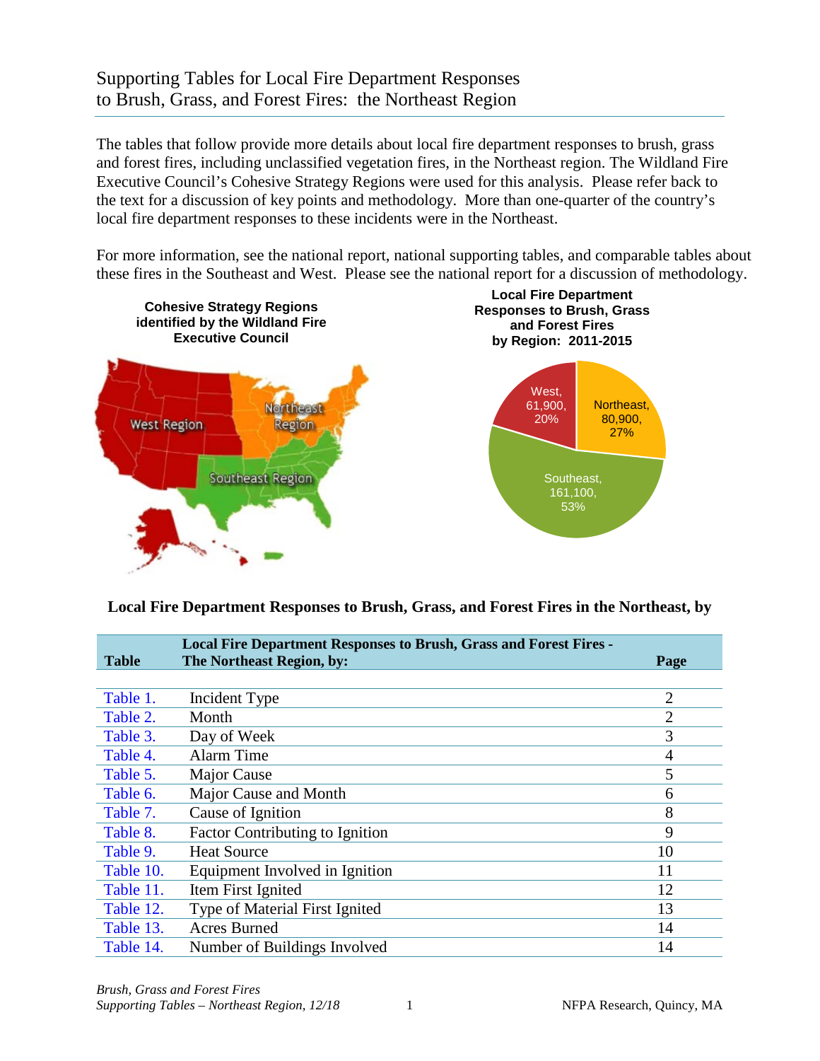# Supporting Tables for Local Fire Department Responses to Brush, Grass, and Forest Fires: the Northeast Region

The tables that follow provide more details about local fire department responses to brush, grass and forest fires, including unclassified vegetation fires, in the Northeast region. The Wildland Fire Executive Council's Cohesive Strategy Regions were used for this analysis. Please refer back to the text for a discussion of key points and methodology. More than one-quarter of the country's local fire department responses to these incidents were in the Northeast.

For more information, see the national report, national supporting tables, and comparable tables about these fires in the Southeast and West. Please see the national report for a discussion of methodology.

**Cohesive Strategy Regions identified by the Wildland Fire Executive Council**

West Region, Northeast Region, Southeast Region

**Local Fire Department Responses to Brush, Grass and Forest Fires by Region: 2011-2015**

| Region | Responses | Share |
|---|---|---|
| Northeast | 80,900 | 27% |
| Southeast | 161,100 | 53% |
| West | 61,900 | 20% |

**Local Fire Department Responses to Brush, Grass, and Forest Fires in the Northeast, by**

| Table | Local Fire Department Responses to Brush, Grass and Forest Fires - The Northeast Region, by: | Page |
|---|---|---|
| Table 1. | Incident Type | 2 |
| Table 2. | Month | 2 |
| Table 3. | Day of Week | 3 |
| Table 4. | Alarm Time | 4 |
| Table 5. | Major Cause | 5 |
| Table 6. | Major Cause and Month | 6 |
| Table 7. | Cause of Ignition | 8 |
| Table 8. | Factor Contributing to Ignition | 9 |
| Table 9. | Heat Source | 10 |
| Table 10. | Equipment Involved in Ignition | 11 |
| Table 11. | Item First Ignited | 12 |
| Table 12. | Type of Material First Ignited | 13 |
| Table 13. | Acres Burned | 14 |
| Table 14. | Number of Buildings Involved | 14 |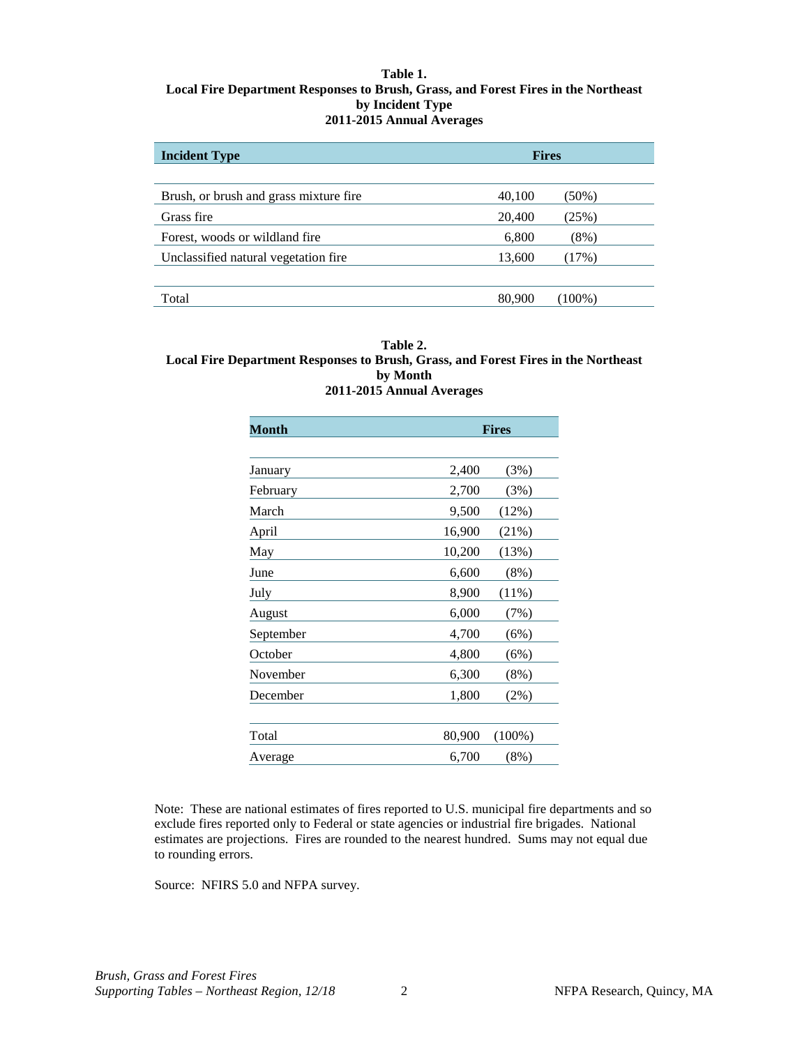**Table 1.**
**Local Fire Department Responses to Brush, Grass, and Forest Fires in the Northeast**
**by Incident Type**
**2011-2015 Annual Averages**

| Incident Type | Fires | |
|---|---|---|
| Brush, or brush and grass mixture fire | 40,100 | (50%) |
| Grass fire | 20,400 | (25%) |
| Forest, woods or wildland fire | 6,800 | (8%) |
| Unclassified natural vegetation fire | 13,600 | (17%) |
| Total | 80,900 | (100%) |

**Table 2.**
**Local Fire Department Responses to Brush, Grass, and Forest Fires in the Northeast**
**by Month**
**2011-2015 Annual Averages**

| Month | Fires | |
|---|---|---|
| January | 2,400 | (3%) |
| February | 2,700 | (3%) |
| March | 9,500 | (12%) |
| April | 16,900 | (21%) |
| May | 10,200 | (13%) |
| June | 6,600 | (8%) |
| July | 8,900 | (11%) |
| August | 6,000 | (7%) |
| September | 4,700 | (6%) |
| October | 4,800 | (6%) |
| November | 6,300 | (8%) |
| December | 1,800 | (2%) |
| Total | 80,900 | (100%) |
| Average | 6,700 | (8%) |

Note: These are national estimates of fires reported to U.S. municipal fire departments and so exclude fires reported only to Federal or state agencies or industrial fire brigades. National estimates are projections. Fires are rounded to the nearest hundred. Sums may not equal due to rounding errors.

Source: NFIRS 5.0 and NFPA survey.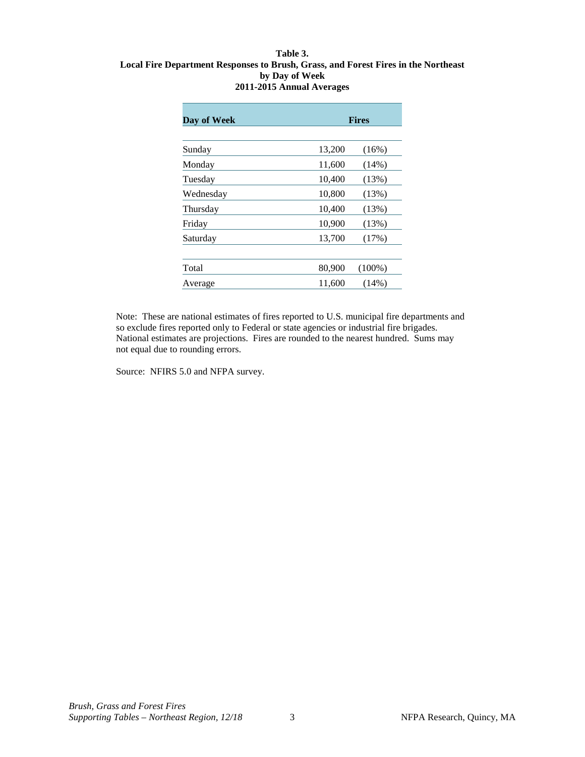**Table 3.**
**Local Fire Department Responses to Brush, Grass, and Forest Fires in the Northeast by Day of Week**
**2011-2015 Annual Averages**

| Day of Week | Fires | |
|---|---|---|
| Sunday | 13,200 | (16%) |
| Monday | 11,600 | (14%) |
| Tuesday | 10,400 | (13%) |
| Wednesday | 10,800 | (13%) |
| Thursday | 10,400 | (13%) |
| Friday | 10,900 | (13%) |
| Saturday | 13,700 | (17%) |
| Total | 80,900 | (100%) |
| Average | 11,600 | (14%) |

Note: These are national estimates of fires reported to U.S. municipal fire departments and so exclude fires reported only to Federal or state agencies or industrial fire brigades. National estimates are projections. Fires are rounded to the nearest hundred. Sums may not equal due to rounding errors.

Source: NFIRS 5.0 and NFPA survey.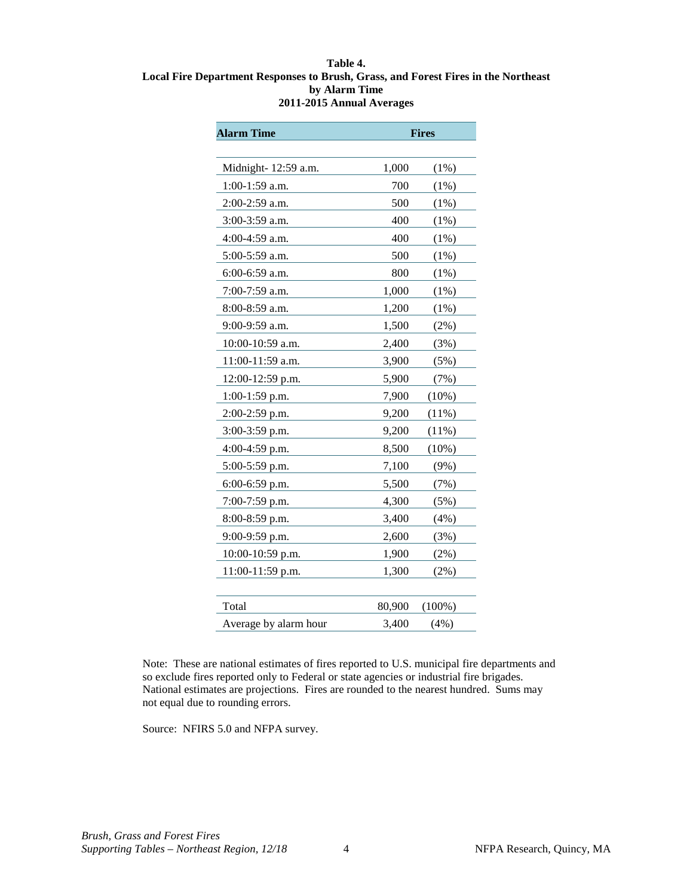**Table 4.**
**Local Fire Department Responses to Brush, Grass, and Forest Fires in the Northeast**
**by Alarm Time**
**2011-2015 Annual Averages**

| Alarm Time | Fires | |
|---|---|---|
| Midnight- 12:59 a.m. | 1,000 | (1%) |
| 1:00-1:59 a.m. | 700 | (1%) |
| 2:00-2:59 a.m. | 500 | (1%) |
| 3:00-3:59 a.m. | 400 | (1%) |
| 4:00-4:59 a.m. | 400 | (1%) |
| 5:00-5:59 a.m. | 500 | (1%) |
| 6:00-6:59 a.m. | 800 | (1%) |
| 7:00-7:59 a.m. | 1,000 | (1%) |
| 8:00-8:59 a.m. | 1,200 | (1%) |
| 9:00-9:59 a.m. | 1,500 | (2%) |
| 10:00-10:59 a.m. | 2,400 | (3%) |
| 11:00-11:59 a.m. | 3,900 | (5%) |
| 12:00-12:59 p.m. | 5,900 | (7%) |
| 1:00-1:59 p.m. | 7,900 | (10%) |
| 2:00-2:59 p.m. | 9,200 | (11%) |
| 3:00-3:59 p.m. | 9,200 | (11%) |
| 4:00-4:59 p.m. | 8,500 | (10%) |
| 5:00-5:59 p.m. | 7,100 | (9%) |
| 6:00-6:59 p.m. | 5,500 | (7%) |
| 7:00-7:59 p.m. | 4,300 | (5%) |
| 8:00-8:59 p.m. | 3,400 | (4%) |
| 9:00-9:59 p.m. | 2,600 | (3%) |
| 10:00-10:59 p.m. | 1,900 | (2%) |
| 11:00-11:59 p.m. | 1,300 | (2%) |
| Total | 80,900 | (100%) |
| Average by alarm hour | 3,400 | (4%) |

Note: These are national estimates of fires reported to U.S. municipal fire departments and so exclude fires reported only to Federal or state agencies or industrial fire brigades. National estimates are projections. Fires are rounded to the nearest hundred. Sums may not equal due to rounding errors.

Source: NFIRS 5.0 and NFPA survey.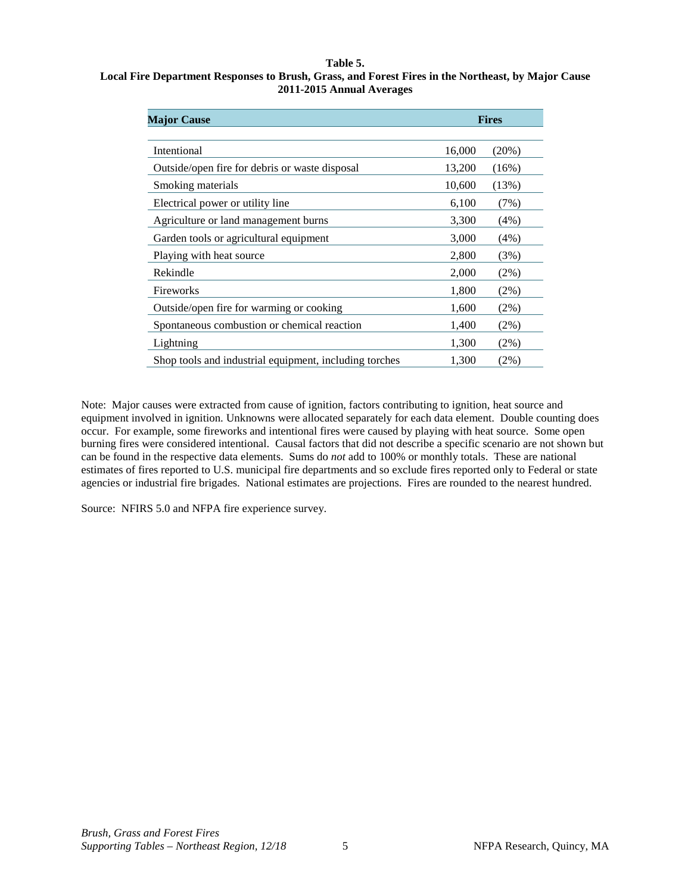**Table 5.**
**Local Fire Department Responses to Brush, Grass, and Forest Fires in the Northeast, by Major Cause**
**2011-2015 Annual Averages**

| Major Cause | Fires | |
|---|---|---|
| Intentional | 16,000 | (20%) |
| Outside/open fire for debris or waste disposal | 13,200 | (16%) |
| Smoking materials | 10,600 | (13%) |
| Electrical power or utility line | 6,100 | (7%) |
| Agriculture or land management burns | 3,300 | (4%) |
| Garden tools or agricultural equipment | 3,000 | (4%) |
| Playing with heat source | 2,800 | (3%) |
| Rekindle | 2,000 | (2%) |
| Fireworks | 1,800 | (2%) |
| Outside/open fire for warming or cooking | 1,600 | (2%) |
| Spontaneous combustion or chemical reaction | 1,400 | (2%) |
| Lightning | 1,300 | (2%) |
| Shop tools and industrial equipment, including torches | 1,300 | (2%) |

Note: Major causes were extracted from cause of ignition, factors contributing to ignition, heat source and equipment involved in ignition. Unknowns were allocated separately for each data element. Double counting does occur. For example, some fireworks and intentional fires were caused by playing with heat source. Some open burning fires were considered intentional. Causal factors that did not describe a specific scenario are not shown but can be found in the respective data elements. Sums do *not* add to 100% or monthly totals. These are national estimates of fires reported to U.S. municipal fire departments and so exclude fires reported only to Federal or state agencies or industrial fire brigades. National estimates are projections. Fires are rounded to the nearest hundred.

Source: NFIRS 5.0 and NFPA fire experience survey.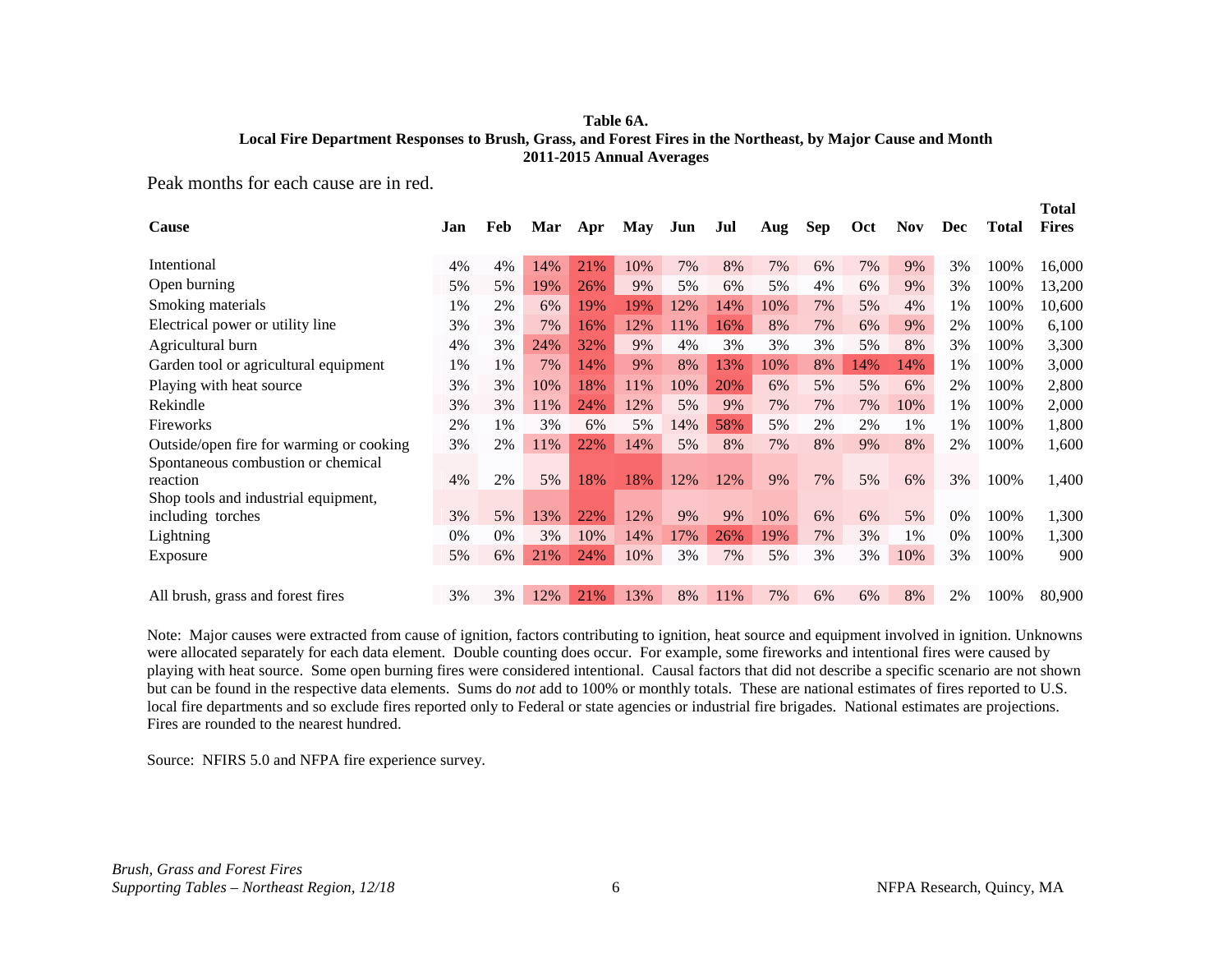**Table 6A.**
**Local Fire Department Responses to Brush, Grass, and Forest Fires in the Northeast, by Major Cause and Month**
**2011-2015 Annual Averages**

Peak months for each cause are in red.

| Cause | Jan | Feb | Mar | Apr | May | Jun | Jul | Aug | Sep | Oct | Nov | Dec | Total | Total Fires |
|---|---|---|---|---|---|---|---|---|---|---|---|---|---|---|
| Intentional | 4% | 4% | 14% | 21% | 10% | 7% | 8% | 7% | 6% | 7% | 9% | 3% | 100% | 16,000 |
| Open burning | 5% | 5% | 19% | 26% | 9% | 5% | 6% | 5% | 4% | 6% | 9% | 3% | 100% | 13,200 |
| Smoking materials | 1% | 2% | 6% | 19% | 19% | 12% | 14% | 10% | 7% | 5% | 4% | 1% | 100% | 10,600 |
| Electrical power or utility line | 3% | 3% | 7% | 16% | 12% | 11% | 16% | 8% | 7% | 6% | 9% | 2% | 100% | 6,100 |
| Agricultural burn | 4% | 3% | 24% | 32% | 9% | 4% | 3% | 3% | 3% | 5% | 8% | 3% | 100% | 3,300 |
| Garden tool or agricultural equipment | 1% | 1% | 7% | 14% | 9% | 8% | 13% | 10% | 8% | 14% | 14% | 1% | 100% | 3,000 |
| Playing with heat source | 3% | 3% | 10% | 18% | 11% | 10% | 20% | 6% | 5% | 5% | 6% | 2% | 100% | 2,800 |
| Rekindle | 3% | 3% | 11% | 24% | 12% | 5% | 9% | 7% | 7% | 7% | 10% | 1% | 100% | 2,000 |
| Fireworks | 2% | 1% | 3% | 6% | 5% | 14% | 58% | 5% | 2% | 2% | 1% | 1% | 100% | 1,800 |
| Outside/open fire for warming or cooking | 3% | 2% | 11% | 22% | 14% | 5% | 8% | 7% | 8% | 9% | 8% | 2% | 100% | 1,600 |
| Spontaneous combustion or chemical reaction | 4% | 2% | 5% | 18% | 18% | 12% | 12% | 9% | 7% | 5% | 6% | 3% | 100% | 1,400 |
| Shop tools and industrial equipment, including torches | 3% | 5% | 13% | 22% | 12% | 9% | 9% | 10% | 6% | 6% | 5% | 0% | 100% | 1,300 |
| Lightning | 0% | 0% | 3% | 10% | 14% | 17% | 26% | 19% | 7% | 3% | 1% | 0% | 100% | 1,300 |
| Exposure | 5% | 6% | 21% | 24% | 10% | 3% | 7% | 5% | 3% | 3% | 10% | 3% | 100% | 900 |
| All brush, grass and forest fires | 3% | 3% | 12% | 21% | 13% | 8% | 11% | 7% | 6% | 6% | 8% | 2% | 100% | 80,900 |

Note: Major causes were extracted from cause of ignition, factors contributing to ignition, heat source and equipment involved in ignition. Unknowns were allocated separately for each data element. Double counting does occur. For example, some fireworks and intentional fires were caused by playing with heat source. Some open burning fires were considered intentional. Causal factors that did not describe a specific scenario are not shown but can be found in the respective data elements. Sums do *not* add to 100% or monthly totals. These are national estimates of fires reported to U.S. local fire departments and so exclude fires reported only to Federal or state agencies or industrial fire brigades. National estimates are projections. Fires are rounded to the nearest hundred.

Source: NFIRS 5.0 and NFPA fire experience survey.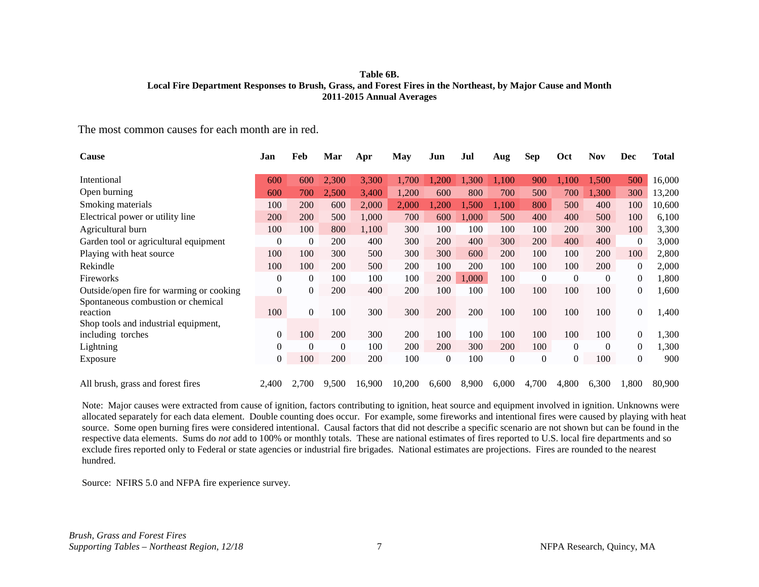**Table 6B.**
**Local Fire Department Responses to Brush, Grass, and Forest Fires in the Northeast, by Major Cause and Month**
**2011-2015 Annual Averages**

The most common causes for each month are in red.

| Cause | Jan | Feb | Mar | Apr | May | Jun | Jul | Aug | Sep | Oct | Nov | Dec | Total |
|---|---|---|---|---|---|---|---|---|---|---|---|---|---|
| Intentional | 600 | 600 | 2,300 | 3,300 | 1,700 | 1,200 | 1,300 | 1,100 | 900 | 1,100 | 1,500 | 500 | 16,000 |
| Open burning | 600 | 700 | 2,500 | 3,400 | 1,200 | 600 | 800 | 700 | 500 | 700 | 1,300 | 300 | 13,200 |
| Smoking materials | 100 | 200 | 600 | 2,000 | 2,000 | 1,200 | 1,500 | 1,100 | 800 | 500 | 400 | 100 | 10,600 |
| Electrical power or utility line | 200 | 200 | 500 | 1,000 | 700 | 600 | 1,000 | 500 | 400 | 400 | 500 | 100 | 6,100 |
| Agricultural burn | 100 | 100 | 800 | 1,100 | 300 | 100 | 100 | 100 | 100 | 200 | 300 | 100 | 3,300 |
| Garden tool or agricultural equipment | 0 | 0 | 200 | 400 | 300 | 200 | 400 | 300 | 200 | 400 | 400 | 0 | 3,000 |
| Playing with heat source | 100 | 100 | 300 | 500 | 300 | 300 | 600 | 200 | 100 | 100 | 200 | 100 | 2,800 |
| Rekindle | 100 | 100 | 200 | 500 | 200 | 100 | 200 | 100 | 100 | 100 | 200 | 0 | 2,000 |
| Fireworks | 0 | 0 | 100 | 100 | 100 | 200 | 1,000 | 100 | 0 | 0 | 0 | 0 | 1,800 |
| Outside/open fire for warming or cooking | 0 | 0 | 200 | 400 | 200 | 100 | 100 | 100 | 100 | 100 | 100 | 0 | 1,600 |
| Spontaneous combustion or chemical reaction | 100 | 0 | 100 | 300 | 300 | 200 | 200 | 100 | 100 | 100 | 100 | 0 | 1,400 |
| Shop tools and industrial equipment, including torches | 0 | 100 | 200 | 300 | 200 | 100 | 100 | 100 | 100 | 100 | 100 | 0 | 1,300 |
| Lightning | 0 | 0 | 0 | 100 | 200 | 200 | 300 | 200 | 100 | 0 | 0 | 0 | 1,300 |
| Exposure | 0 | 100 | 200 | 200 | 100 | 0 | 100 | 0 | 0 | 0 | 100 | 0 | 900 |
| All brush, grass and forest fires | 2,400 | 2,700 | 9,500 | 16,900 | 10,200 | 6,600 | 8,900 | 6,000 | 4,700 | 4,800 | 6,300 | 1,800 | 80,900 |

Note: Major causes were extracted from cause of ignition, factors contributing to ignition, heat source and equipment involved in ignition. Unknowns were allocated separately for each data element. Double counting does occur. For example, some fireworks and intentional fires were caused by playing with heat source. Some open burning fires were considered intentional. Causal factors that did not describe a specific scenario are not shown but can be found in the respective data elements. Sums do *not* add to 100% or monthly totals. These are national estimates of fires reported to U.S. local fire departments and so exclude fires reported only to Federal or state agencies or industrial fire brigades. National estimates are projections. Fires are rounded to the nearest hundred.

Source: NFIRS 5.0 and NFPA fire experience survey.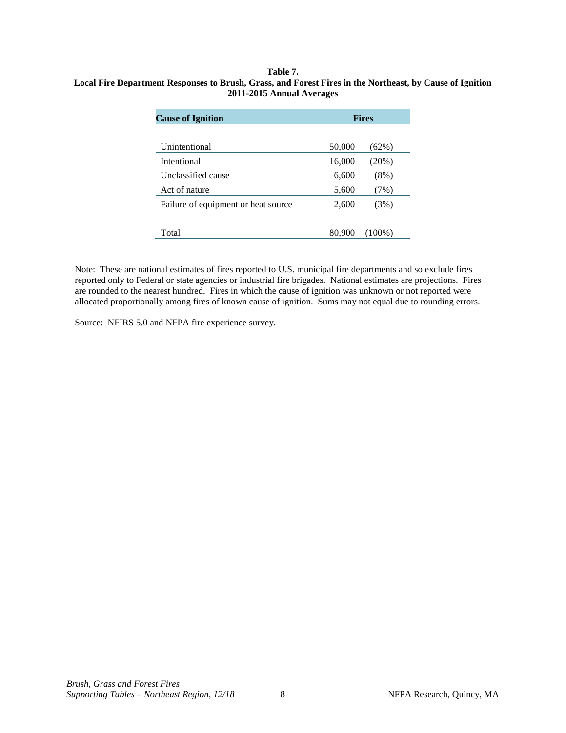**Table 7.**
**Local Fire Department Responses to Brush, Grass, and Forest Fires in the Northeast, by Cause of Ignition**
**2011-2015 Annual Averages**

| Cause of Ignition | Fires | |
|---|---|---|
| Unintentional | 50,000 | (62%) |
| Intentional | 16,000 | (20%) |
| Unclassified cause | 6,600 | (8%) |
| Act of nature | 5,600 | (7%) |
| Failure of equipment or heat source | 2,600 | (3%) |
| Total | 80,900 | (100%) |

Note: These are national estimates of fires reported to U.S. municipal fire departments and so exclude fires reported only to Federal or state agencies or industrial fire brigades. National estimates are projections. Fires are rounded to the nearest hundred. Fires in which the cause of ignition was unknown or not reported were allocated proportionally among fires of known cause of ignition. Sums may not equal due to rounding errors.

Source: NFIRS 5.0 and NFPA fire experience survey.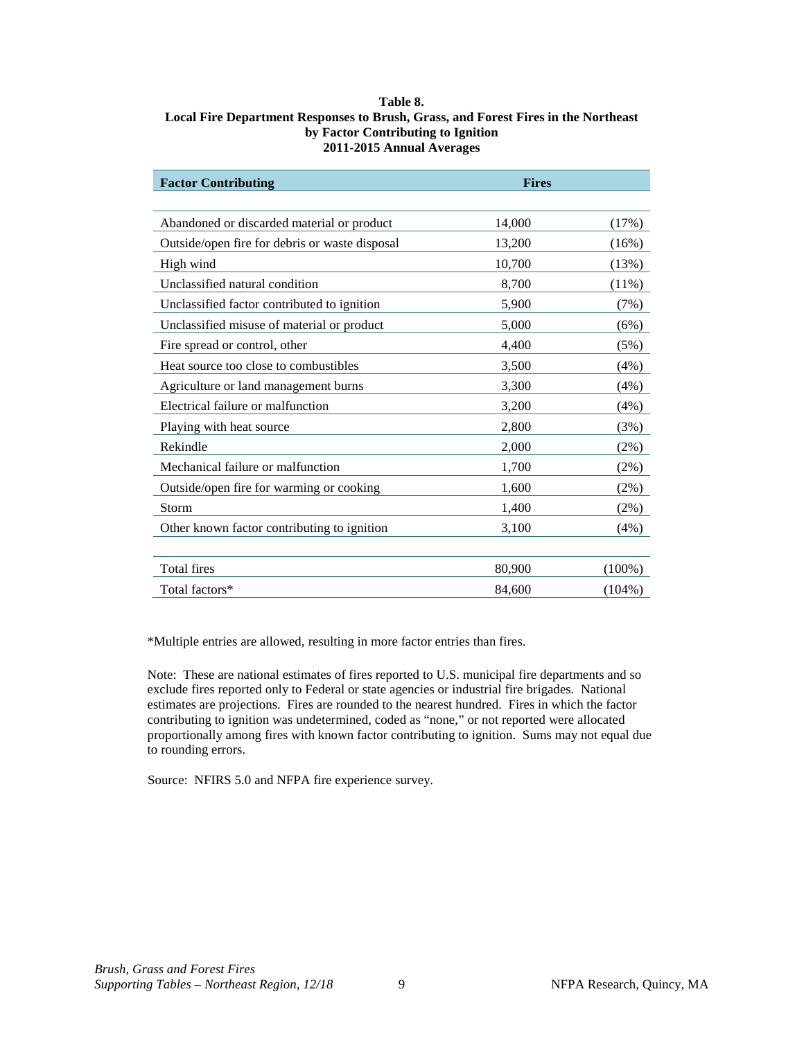**Table 8.**
**Local Fire Department Responses to Brush, Grass, and Forest Fires in the Northeast by Factor Contributing to Ignition**
**2011-2015 Annual Averages**

| Factor Contributing | Fires | |
|---|---|---|
| Abandoned or discarded material or product | 14,000 | (17%) |
| Outside/open fire for debris or waste disposal | 13,200 | (16%) |
| High wind | 10,700 | (13%) |
| Unclassified natural condition | 8,700 | (11%) |
| Unclassified factor contributed to ignition | 5,900 | (7%) |
| Unclassified misuse of material or product | 5,000 | (6%) |
| Fire spread or control, other | 4,400 | (5%) |
| Heat source too close to combustibles | 3,500 | (4%) |
| Agriculture or land management burns | 3,300 | (4%) |
| Electrical failure or malfunction | 3,200 | (4%) |
| Playing with heat source | 2,800 | (3%) |
| Rekindle | 2,000 | (2%) |
| Mechanical failure or malfunction | 1,700 | (2%) |
| Outside/open fire for warming or cooking | 1,600 | (2%) |
| Storm | 1,400 | (2%) |
| Other known factor contributing to ignition | 3,100 | (4%) |
| Total fires | 80,900 | (100%) |
| Total factors* | 84,600 | (104%) |

*Multiple entries are allowed, resulting in more factor entries than fires.

Note: These are national estimates of fires reported to U.S. municipal fire departments and so exclude fires reported only to Federal or state agencies or industrial fire brigades. National estimates are projections. Fires are rounded to the nearest hundred. Fires in which the factor contributing to ignition was undetermined, coded as "none," or not reported were allocated proportionally among fires with known factor contributing to ignition. Sums may not equal due to rounding errors.

Source: NFIRS 5.0 and NFPA fire experience survey.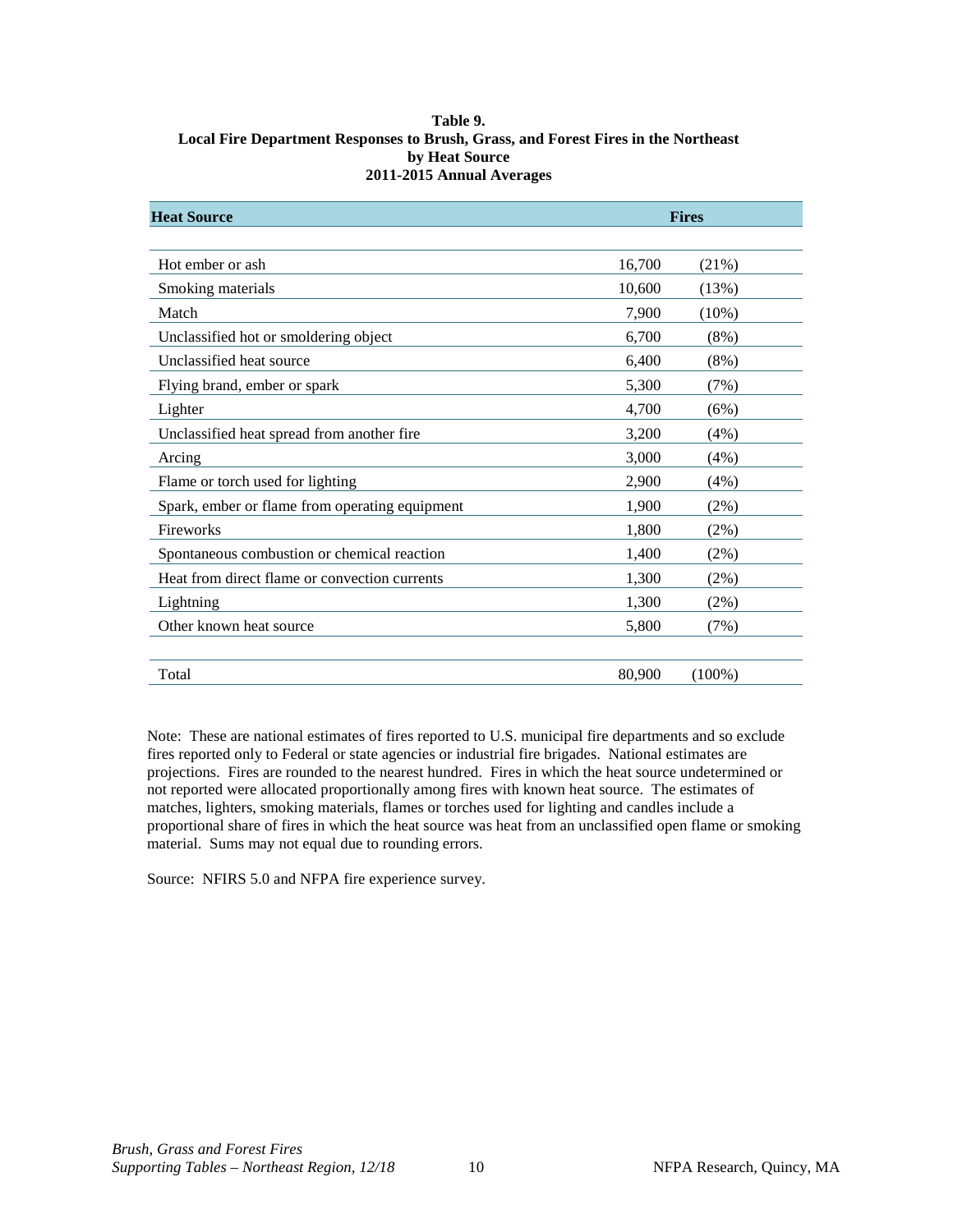**Table 9.**
**Local Fire Department Responses to Brush, Grass, and Forest Fires in the Northeast**
**by Heat Source**
**2011-2015 Annual Averages**

| Heat Source | Fires | |
|---|---|---|
| Hot ember or ash | 16,700 | (21%) |
| Smoking materials | 10,600 | (13%) |
| Match | 7,900 | (10%) |
| Unclassified hot or smoldering object | 6,700 | (8%) |
| Unclassified heat source | 6,400 | (8%) |
| Flying brand, ember or spark | 5,300 | (7%) |
| Lighter | 4,700 | (6%) |
| Unclassified heat spread from another fire | 3,200 | (4%) |
| Arcing | 3,000 | (4%) |
| Flame or torch used for lighting | 2,900 | (4%) |
| Spark, ember or flame from operating equipment | 1,900 | (2%) |
| Fireworks | 1,800 | (2%) |
| Spontaneous combustion or chemical reaction | 1,400 | (2%) |
| Heat from direct flame or convection currents | 1,300 | (2%) |
| Lightning | 1,300 | (2%) |
| Other known heat source | 5,800 | (7%) |
| Total | 80,900 | (100%) |

Note: These are national estimates of fires reported to U.S. municipal fire departments and so exclude fires reported only to Federal or state agencies or industrial fire brigades. National estimates are projections. Fires are rounded to the nearest hundred. Fires in which the heat source undetermined or not reported were allocated proportionally among fires with known heat source. The estimates of matches, lighters, smoking materials, flames or torches used for lighting and candles include a proportional share of fires in which the heat source was heat from an unclassified open flame or smoking material. Sums may not equal due to rounding errors.

Source: NFIRS 5.0 and NFPA fire experience survey.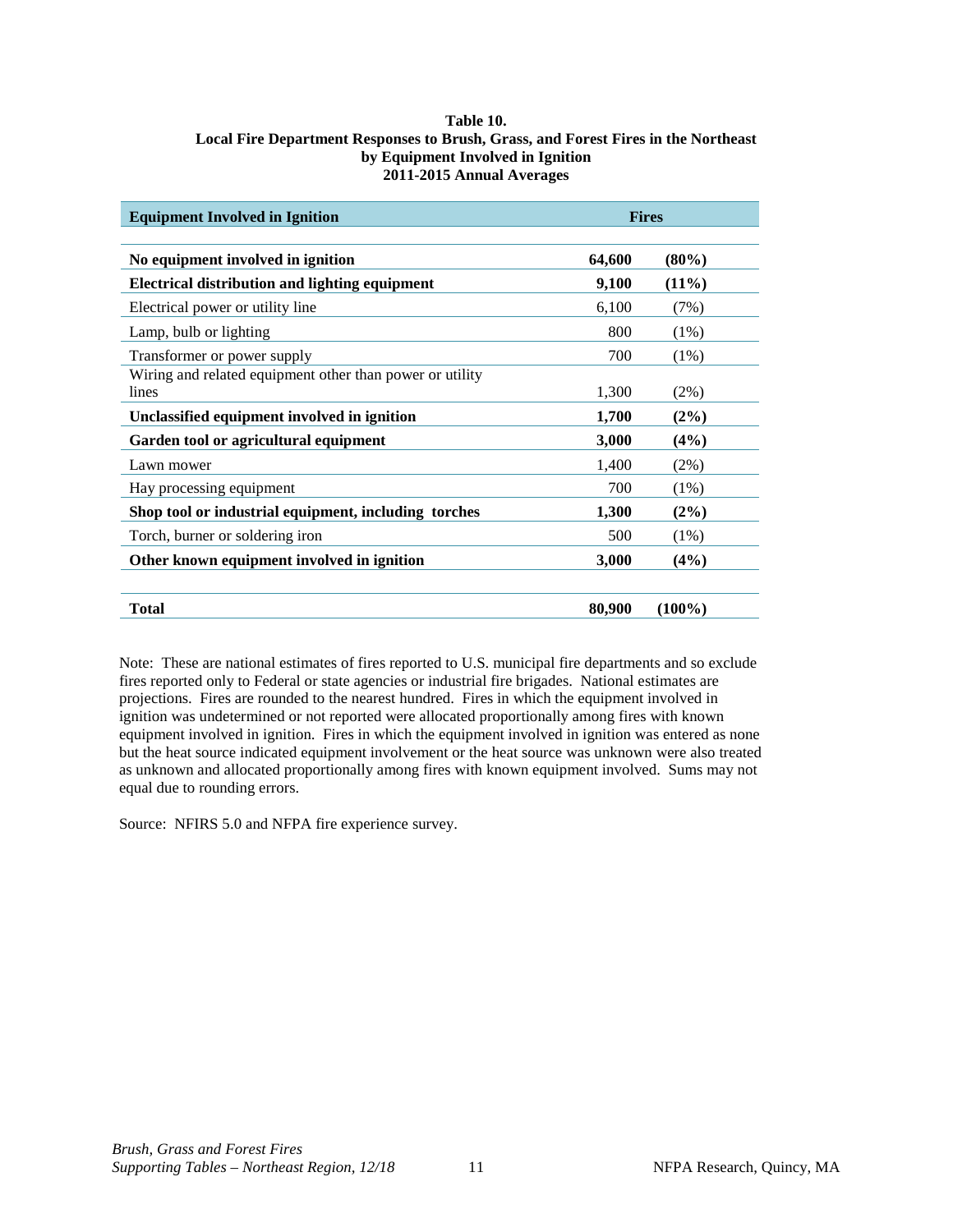**Table 10.**
**Local Fire Department Responses to Brush, Grass, and Forest Fires in the Northeast**
**by Equipment Involved in Ignition**
**2011-2015 Annual Averages**

| Equipment Involved in Ignition | Fires | |
|---|---|---|
| **No equipment involved in ignition** | **64,600** | **(80%)** |
| **Electrical distribution and lighting equipment** | **9,100** | **(11%)** |
| Electrical power or utility line | 6,100 | (7%) |
| Lamp, bulb or lighting | 800 | (1%) |
| Transformer or power supply | 700 | (1%) |
| Wiring and related equipment other than power or utility lines | 1,300 | (2%) |
| **Unclassified equipment involved in ignition** | **1,700** | **(2%)** |
| **Garden tool or agricultural equipment** | **3,000** | **(4%)** |
| Lawn mower | 1,400 | (2%) |
| Hay processing equipment | 700 | (1%) |
| **Shop tool or industrial equipment, including torches** | **1,300** | **(2%)** |
| Torch, burner or soldering iron | 500 | (1%) |
| **Other known equipment involved in ignition** | **3,000** | **(4%)** |
| **Total** | **80,900** | **(100%)** |

Note: These are national estimates of fires reported to U.S. municipal fire departments and so exclude fires reported only to Federal or state agencies or industrial fire brigades. National estimates are projections. Fires are rounded to the nearest hundred. Fires in which the equipment involved in ignition was undetermined or not reported were allocated proportionally among fires with known equipment involved in ignition. Fires in which the equipment involved in ignition was entered as none but the heat source indicated equipment involvement or the heat source was unknown were also treated as unknown and allocated proportionally among fires with known equipment involved. Sums may not equal due to rounding errors.

Source: NFIRS 5.0 and NFPA fire experience survey.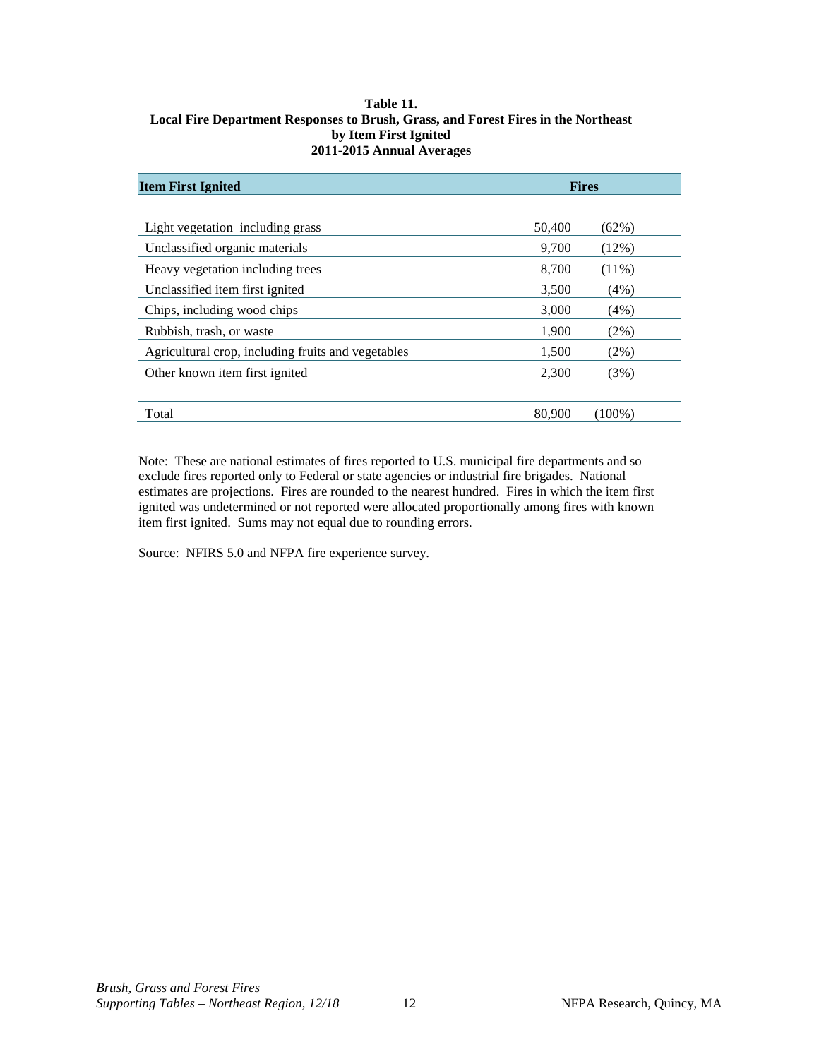**Table 11.**
**Local Fire Department Responses to Brush, Grass, and Forest Fires in the Northeast**
**by Item First Ignited**
**2011-2015 Annual Averages**

| Item First Ignited | Fires | |
|---|---|---|
| Light vegetation including grass | 50,400 | (62%) |
| Unclassified organic materials | 9,700 | (12%) |
| Heavy vegetation including trees | 8,700 | (11%) |
| Unclassified item first ignited | 3,500 | (4%) |
| Chips, including wood chips | 3,000 | (4%) |
| Rubbish, trash, or waste | 1,900 | (2%) |
| Agricultural crop, including fruits and vegetables | 1,500 | (2%) |
| Other known item first ignited | 2,300 | (3%) |
| Total | 80,900 | (100%) |

Note: These are national estimates of fires reported to U.S. municipal fire departments and so exclude fires reported only to Federal or state agencies or industrial fire brigades. National estimates are projections. Fires are rounded to the nearest hundred. Fires in which the item first ignited was undetermined or not reported were allocated proportionally among fires with known item first ignited. Sums may not equal due to rounding errors.

Source: NFIRS 5.0 and NFPA fire experience survey.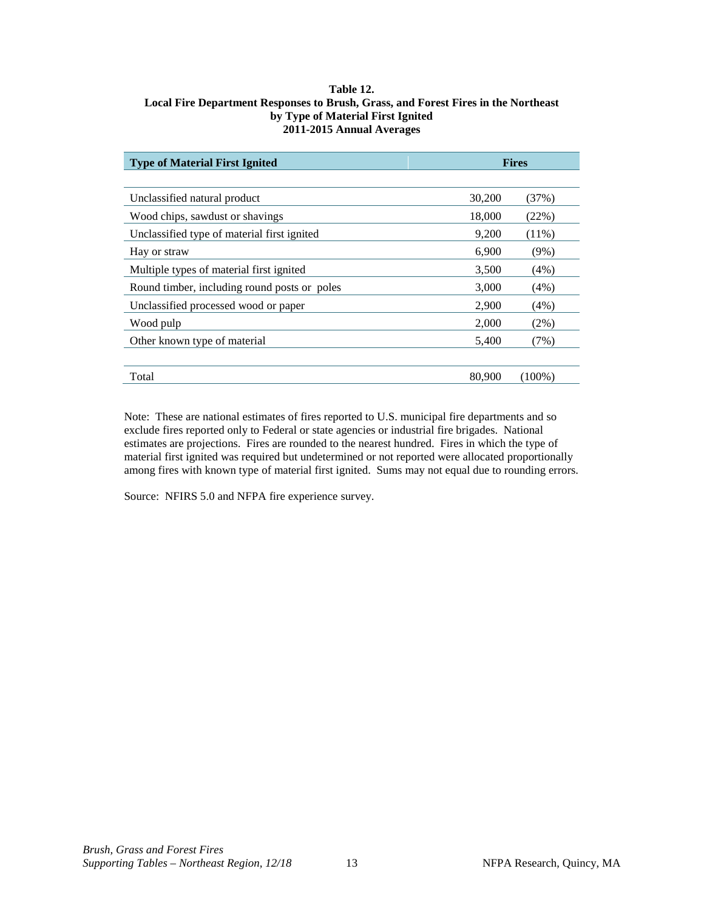**Table 12.**
**Local Fire Department Responses to Brush, Grass, and Forest Fires in the Northeast**
**by Type of Material First Ignited**
**2011-2015 Annual Averages**

| Type of Material First Ignited | Fires | |
|---|---|---|
| Unclassified natural product | 30,200 | (37%) |
| Wood chips, sawdust or shavings | 18,000 | (22%) |
| Unclassified type of material first ignited | 9,200 | (11%) |
| Hay or straw | 6,900 | (9%) |
| Multiple types of material first ignited | 3,500 | (4%) |
| Round timber, including round posts or poles | 3,000 | (4%) |
| Unclassified processed wood or paper | 2,900 | (4%) |
| Wood pulp | 2,000 | (2%) |
| Other known type of material | 5,400 | (7%) |
| Total | 80,900 | (100%) |

Note: These are national estimates of fires reported to U.S. municipal fire departments and so exclude fires reported only to Federal or state agencies or industrial fire brigades. National estimates are projections. Fires are rounded to the nearest hundred. Fires in which the type of material first ignited was required but undetermined or not reported were allocated proportionally among fires with known type of material first ignited. Sums may not equal due to rounding errors.

Source: NFIRS 5.0 and NFPA fire experience survey.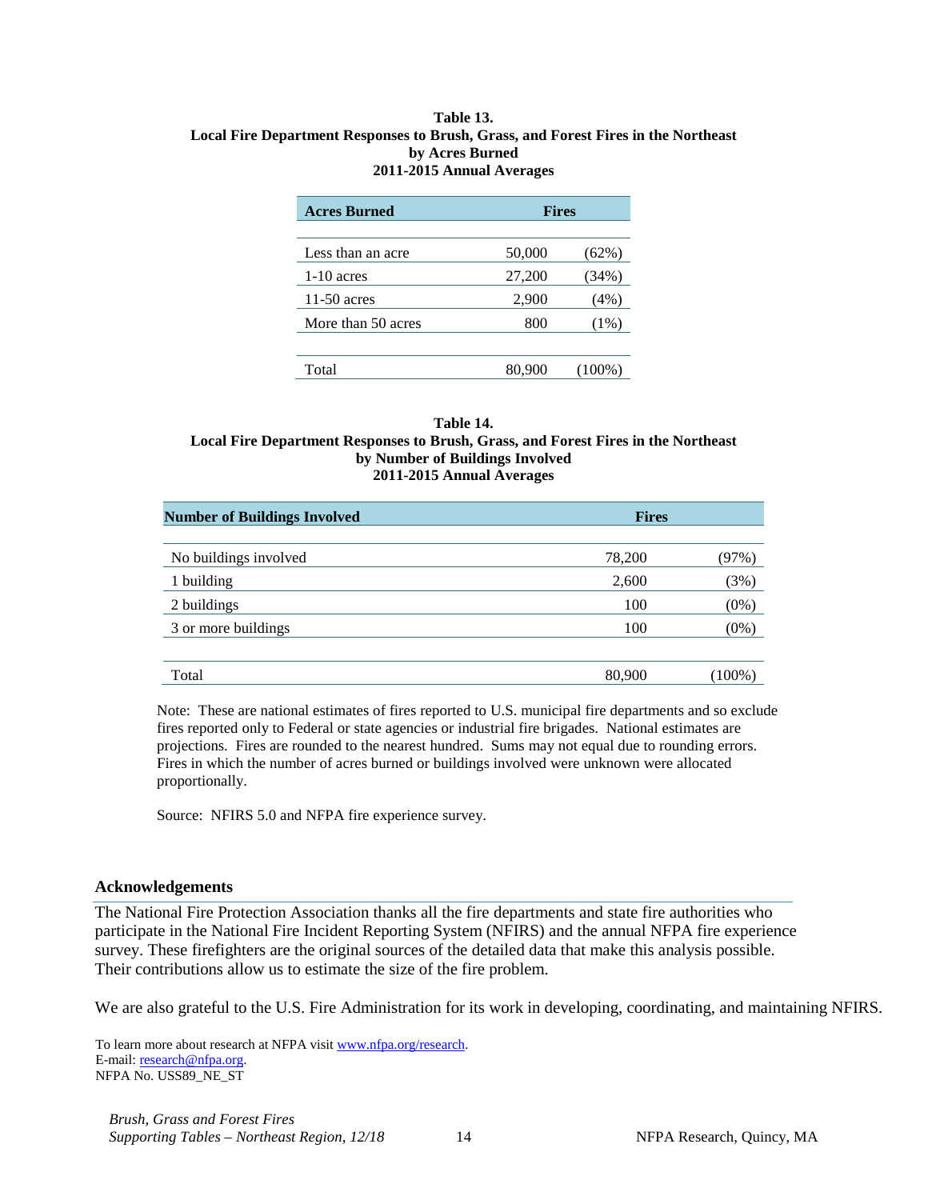**Table 13.**
**Local Fire Department Responses to Brush, Grass, and Forest Fires in the Northeast**
**by Acres Burned**
**2011-2015 Annual Averages**

| Acres Burned | Fires | |
|---|---|---|
| Less than an acre | 50,000 | (62%) |
| 1-10 acres | 27,200 | (34%) |
| 11-50 acres | 2,900 | (4%) |
| More than 50 acres | 800 | (1%) |
| Total | 80,900 | (100%) |

**Table 14.**
**Local Fire Department Responses to Brush, Grass, and Forest Fires in the Northeast**
**by Number of Buildings Involved**
**2011-2015 Annual Averages**

| Number of Buildings Involved | Fires | |
|---|---|---|
| No buildings involved | 78,200 | (97%) |
| 1 building | 2,600 | (3%) |
| 2 buildings | 100 | (0%) |
| 3 or more buildings | 100 | (0%) |
| Total | 80,900 | (100%) |

Note: These are national estimates of fires reported to U.S. municipal fire departments and so exclude fires reported only to Federal or state agencies or industrial fire brigades. National estimates are projections. Fires are rounded to the nearest hundred. Sums may not equal due to rounding errors. Fires in which the number of acres burned or buildings involved were unknown were allocated proportionally.

Source: NFIRS 5.0 and NFPA fire experience survey.

## Acknowledgements

The National Fire Protection Association thanks all the fire departments and state fire authorities who participate in the National Fire Incident Reporting System (NFIRS) and the annual NFPA fire experience survey. These firefighters are the original sources of the detailed data that make this analysis possible. Their contributions allow us to estimate the size of the fire problem.

We are also grateful to the U.S. Fire Administration for its work in developing, coordinating, and maintaining NFIRS.

To learn more about research at NFPA visit www.nfpa.org/research.
E-mail: research@nfpa.org.
NFPA No. USS89_NE_ST